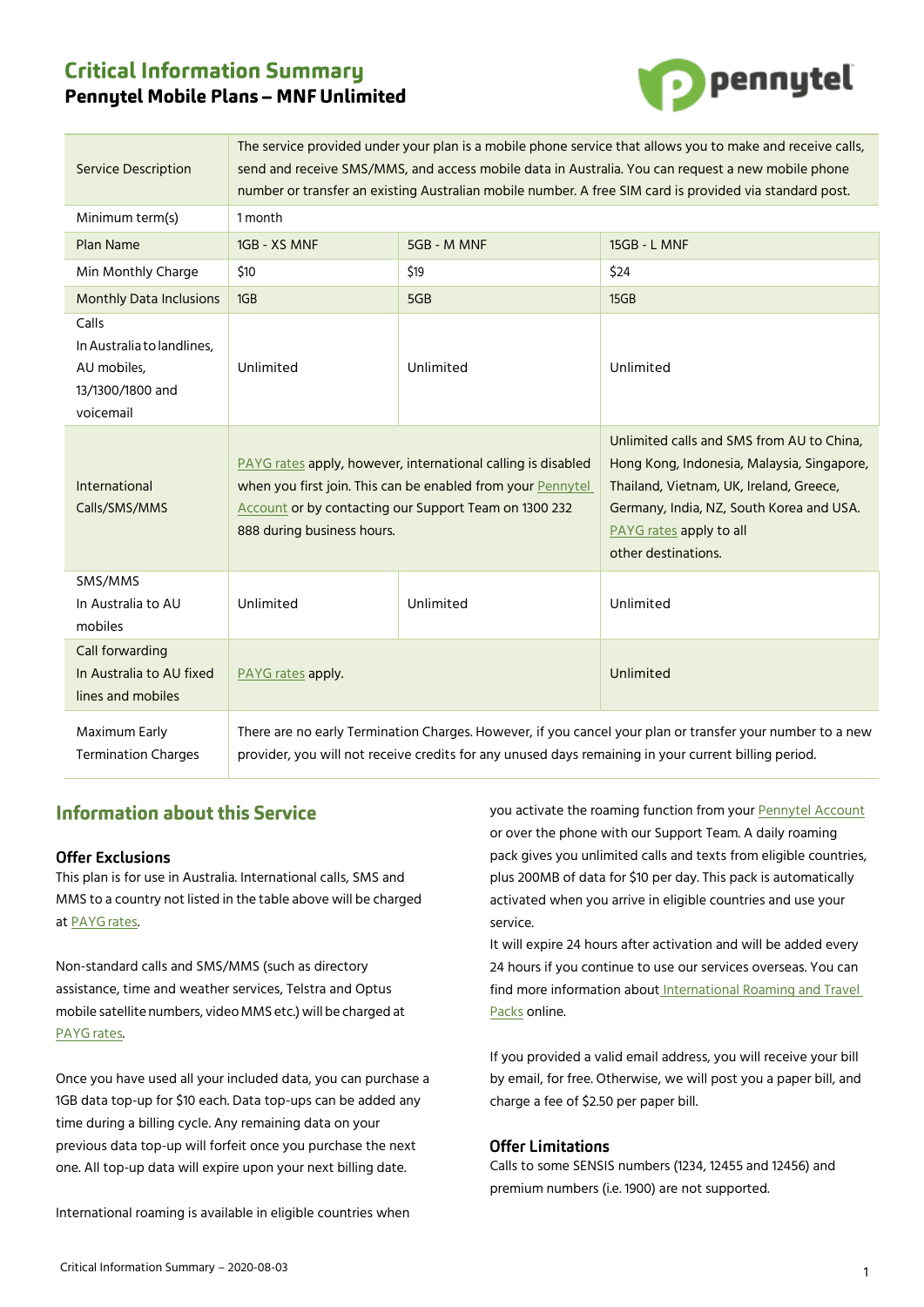# Critical Information Summary

## Pennytel Mobile Plans – MNF Unlimited

| | | | |
|---|---|---|---|
| Service Description | The service provided under your plan is a mobile phone service that allows you to make and receive calls, send and receive SMS/MMS, and access mobile data in Australia. You can request a new mobile phone number or transfer an existing Australian mobile number. A free SIM card is provided via standard post. | | |
| Minimum term(s) | 1 month | | |
| Plan Name | 1GB - XS MNF | 5GB - M MNF | 15GB - L MNF |
| Min Monthly Charge | $10 | $19 | $24 |
| Monthly Data Inclusions | 1GB | 5GB | 15GB |
| Calls In Australia to landlines, AU mobiles, 13/1300/1800 and voicemail | Unlimited | Unlimited | Unlimited |
| International Calls/SMS/MMS | PAYG rates apply, however, international calling is disabled when you first join. This can be enabled from your Pennytel Account or by contacting our Support Team on 1300 232 888 during business hours. | | Unlimited calls and SMS from AU to China, Hong Kong, Indonesia, Malaysia, Singapore, Thailand, Vietnam, UK, Ireland, Greece, Germany, India, NZ, South Korea and USA. PAYG rates apply to all other destinations. |
| SMS/MMS In Australia to AU mobiles | Unlimited | Unlimited | Unlimited |
| Call forwarding In Australia to AU fixed lines and mobiles | PAYG rates apply. | | Unlimited |
| Maximum Early Termination Charges | There are no early Termination Charges. However, if you cancel your plan or transfer your number to a new provider, you will not receive credits for any unused days remaining in your current billing period. | | |

## Information about this Service

### Offer Exclusions

This plan is for use in Australia. International calls, SMS and MMS to a country not listed in the table above will be charged at PAYG rates.

Non-standard calls and SMS/MMS (such as directory assistance, time and weather services, Telstra and Optus mobile satellite numbers, video MMS etc.) will be charged at PAYG rates.

Once you have used all your included data, you can purchase a 1GB data top-up for $10 each. Data top-ups can be added any time during a billing cycle. Any remaining data on your previous data top-up will forfeit once you purchase the next one. All top-up data will expire upon your next billing date.

International roaming is available in eligible countries when you activate the roaming function from your Pennytel Account or over the phone with our Support Team. A daily roaming pack gives you unlimited calls and texts from eligible countries, plus 200MB of data for $10 per day. This pack is automatically activated when you arrive in eligible countries and use your service.

It will expire 24 hours after activation and will be added every 24 hours if you continue to use our services overseas. You can find more information about International Roaming and Travel Packs online.

If you provided a valid email address, you will receive your bill by email, for free. Otherwise, we will post you a paper bill, and charge a fee of $2.50 per paper bill.

### Offer Limitations

Calls to some SENSIS numbers (1234, 12455 and 12456) and premium numbers (i.e. 1900) are not supported.

Critical Information Summary – 2020-08-03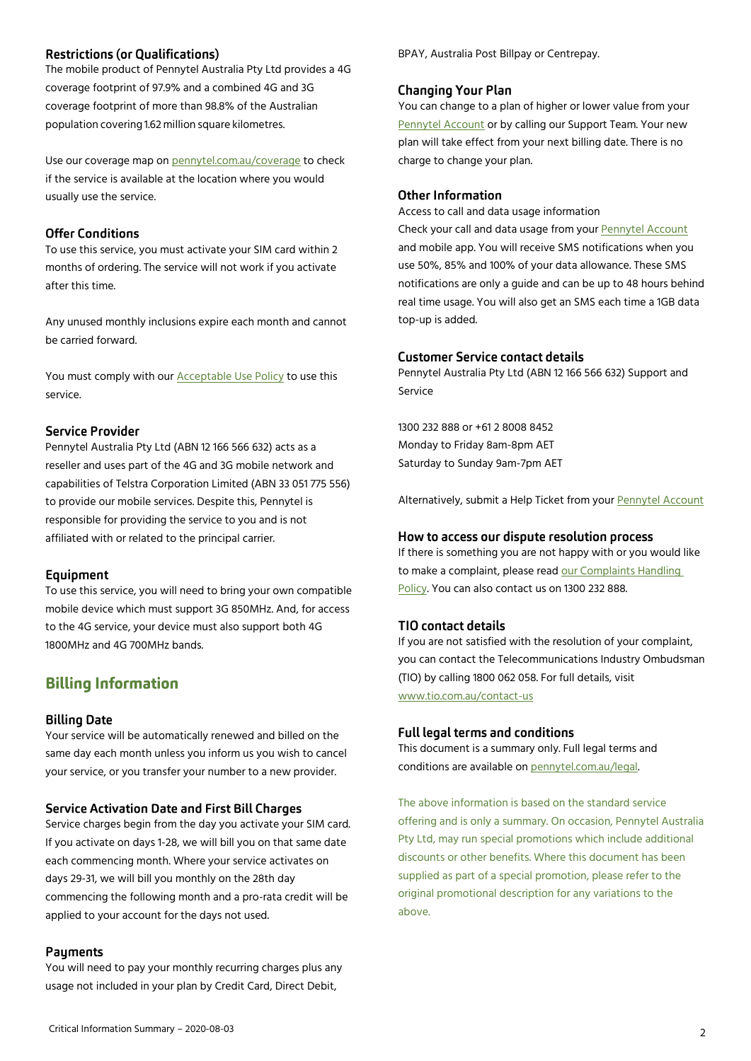### Restrictions (or Qualifications)

The mobile product of Pennytel Australia Pty Ltd provides a 4G coverage footprint of 97.9% and a combined 4G and 3G coverage footprint of more than 98.8% of the Australian population covering 1.62 million square kilometres.

Use our coverage map on pennytel.com.au/coverage to check if the service is available at the location where you would usually use the service.

### Offer Conditions

To use this service, you must activate your SIM card within 2 months of ordering. The service will not work if you activate after this time.

Any unused monthly inclusions expire each month and cannot be carried forward.

You must comply with our Acceptable Use Policy to use this service.

### Service Provider

Pennytel Australia Pty Ltd (ABN 12 166 566 632) acts as a reseller and uses part of the 4G and 3G mobile network and capabilities of Telstra Corporation Limited (ABN 33 051 775 556) to provide our mobile services. Despite this, Pennytel is responsible for providing the service to you and is not affiliated with or related to the principal carrier.

### Equipment

To use this service, you will need to bring your own compatible mobile device which must support 3G 850MHz. And, for access to the 4G service, your device must also support both 4G 1800MHz and 4G 700MHz bands.

## Billing Information

### Billing Date

Your service will be automatically renewed and billed on the same day each month unless you inform us you wish to cancel your service, or you transfer your number to a new provider.

### Service Activation Date and First Bill Charges

Service charges begin from the day you activate your SIM card. If you activate on days 1-28, we will bill you on that same date each commencing month. Where your service activates on days 29-31, we will bill you monthly on the 28th day commencing the following month and a pro-rata credit will be applied to your account for the days not used.

### Payments

You will need to pay your monthly recurring charges plus any usage not included in your plan by Credit Card, Direct Debit, BPAY, Australia Post Billpay or Centrepay.

### Changing Your Plan

You can change to a plan of higher or lower value from your Pennytel Account or by calling our Support Team. Your new plan will take effect from your next billing date. There is no charge to change your plan.

### Other Information

Access to call and data usage information

Check your call and data usage from your Pennytel Account and mobile app. You will receive SMS notifications when you use 50%, 85% and 100% of your data allowance. These SMS notifications are only a guide and can be up to 48 hours behind real time usage. You will also get an SMS each time a 1GB data top-up is added.

### Customer Service contact details

Pennytel Australia Pty Ltd (ABN 12 166 566 632) Support and Service

1300 232 888 or +61 2 8008 8452
Monday to Friday 8am-8pm AET
Saturday to Sunday 9am-7pm AET

Alternatively, submit a Help Ticket from your Pennytel Account

### How to access our dispute resolution process

If there is something you are not happy with or you would like to make a complaint, please read our Complaints Handling Policy. You can also contact us on 1300 232 888.

### TIO contact details

If you are not satisfied with the resolution of your complaint, you can contact the Telecommunications Industry Ombudsman (TIO) by calling 1800 062 058. For full details, visit www.tio.com.au/contact-us

### Full legal terms and conditions

This document is a summary only. Full legal terms and conditions are available on pennytel.com.au/legal.

The above information is based on the standard service offering and is only a summary. On occasion, Pennytel Australia Pty Ltd, may run special promotions which include additional discounts or other benefits. Where this document has been supplied as part of a special promotion, please refer to the original promotional description for any variations to the above.

Critical Information Summary – 2020-08-03